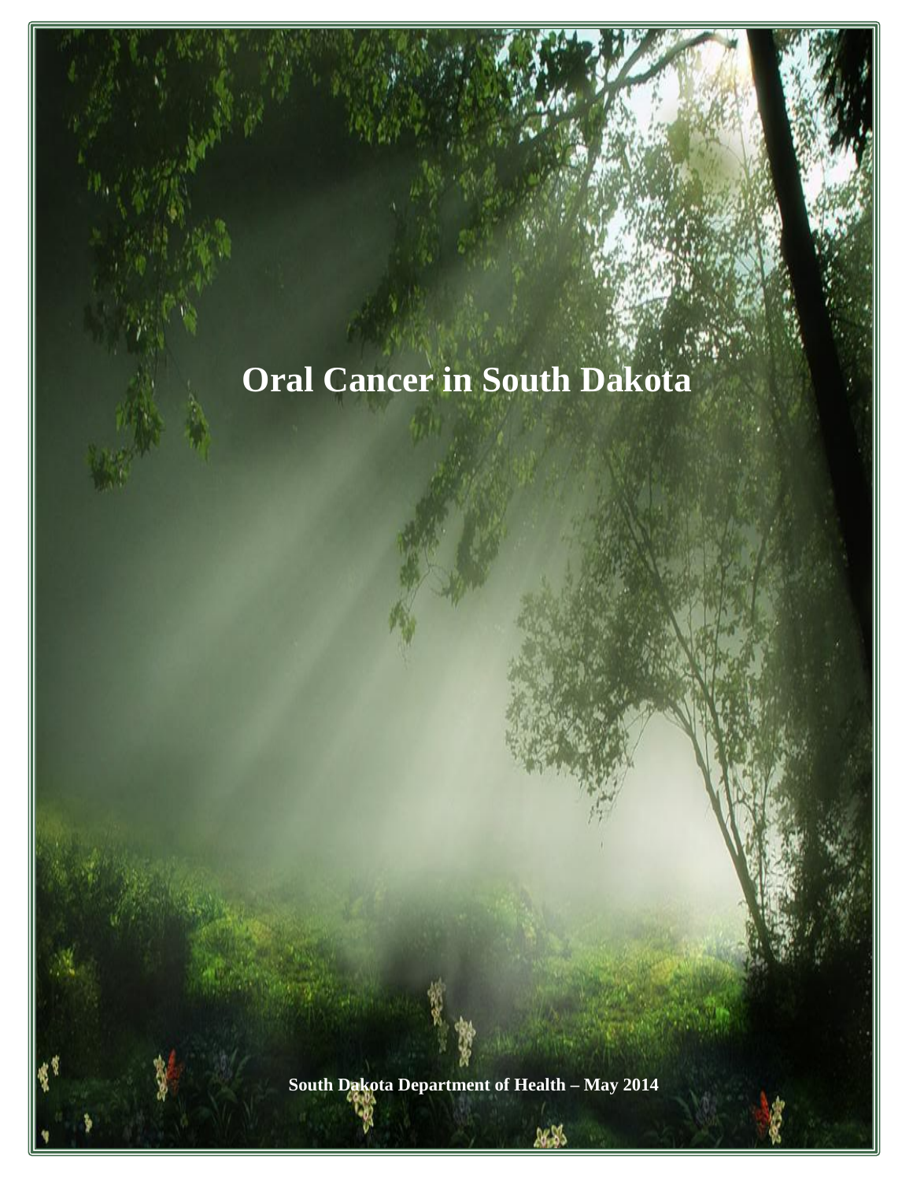# Oral Cancer in South Dakota

**South Dakota Department of Health – May 2014**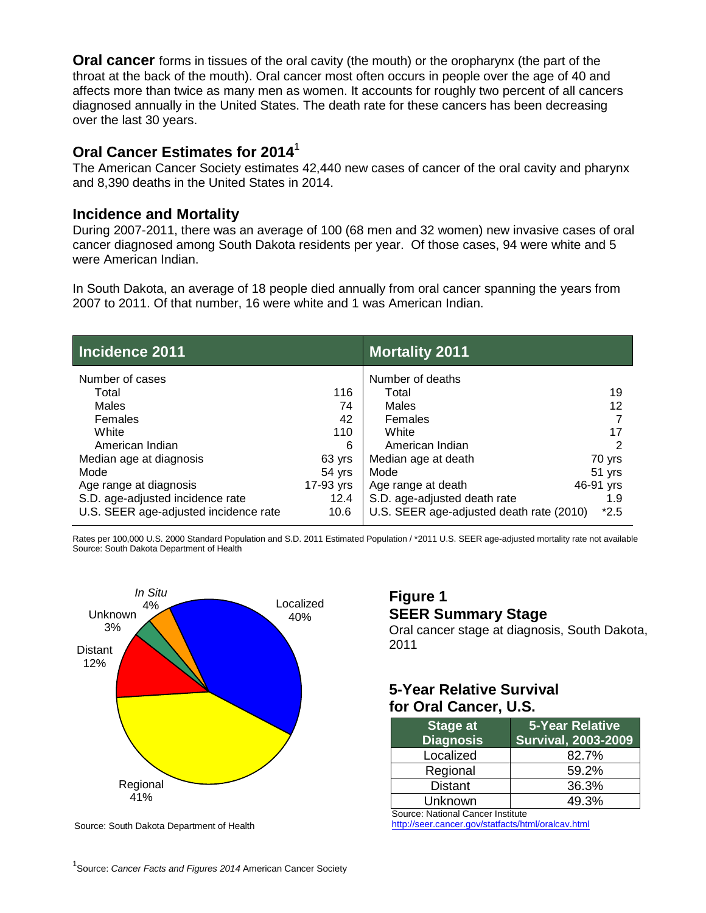**Oral cancer** forms in tissues of the oral cavity (the mouth) or the oropharynx (the part of the throat at the back of the mouth). Oral cancer most often occurs in people over the age of 40 and affects more than twice as many men as women. It accounts for roughly two percent of all cancers diagnosed annually in the United States. The death rate for these cancers has been decreasing over the last 30 years.

## Oral Cancer Estimates for 2014[1]

The American Cancer Society estimates 42,440 new cases of cancer of the oral cavity and pharynx and 8,390 deaths in the United States in 2014.

## Incidence and Mortality

During 2007-2011, there was an average of 100 (68 men and 32 women) new invasive cases of oral cancer diagnosed among South Dakota residents per year. Of those cases, 94 were white and 5 were American Indian.

In South Dakota, an average of 18 people died annually from oral cancer spanning the years from 2007 to 2011. Of that number, 16 were white and 1 was American Indian.

| Incidence 2011 | | Mortality 2011 | |
|---|---|---|---|
| Number of cases | | Number of deaths | |
| Total | 116 | Total | 19 |
| Males | 74 | Males | 12 |
| Females | 42 | Females | 7 |
| White | 110 | White | 17 |
| American Indian | 6 | American Indian | 2 |
| Median age at diagnosis | 63 yrs | Median age at death | 70 yrs |
| Mode | 54 yrs | Mode | 51 yrs |
| Age range at diagnosis | 17-93 yrs | Age range at death | 46-91 yrs |
| S.D. age-adjusted incidence rate | 12.4 | S.D. age-adjusted death rate | 1.9 |
| U.S. SEER age-adjusted incidence rate | 10.6 | U.S. SEER age-adjusted death rate (2010) | *2.5 |

Rates per 100,000 U.S. 2000 Standard Population and S.D. 2011 Estimated Population / *2011 U.S. SEER age-adjusted mortality rate not available
Source: South Dakota Department of Health

In Situ 4%, Localized 40%, Regional 41%, Distant 12%, Unknown 3%

Source: South Dakota Department of Health

### Figure 1
### SEER Summary Stage

Oral cancer stage at diagnosis, South Dakota, 2011

### 5-Year Relative Survival for Oral Cancer, U.S.

| Stage at Diagnosis | 5-Year Relative Survival, 2003-2009 |
|---|---|
| Localized | 82.7% |
| Regional | 59.2% |
| Distant | 36.3% |
| Unknown | 49.3% |

Source: National Cancer Institute
http://seer.cancer.gov/statfacts/html/oralcav.html

[1]Source: *Cancer Facts and Figures 2014* American Cancer Society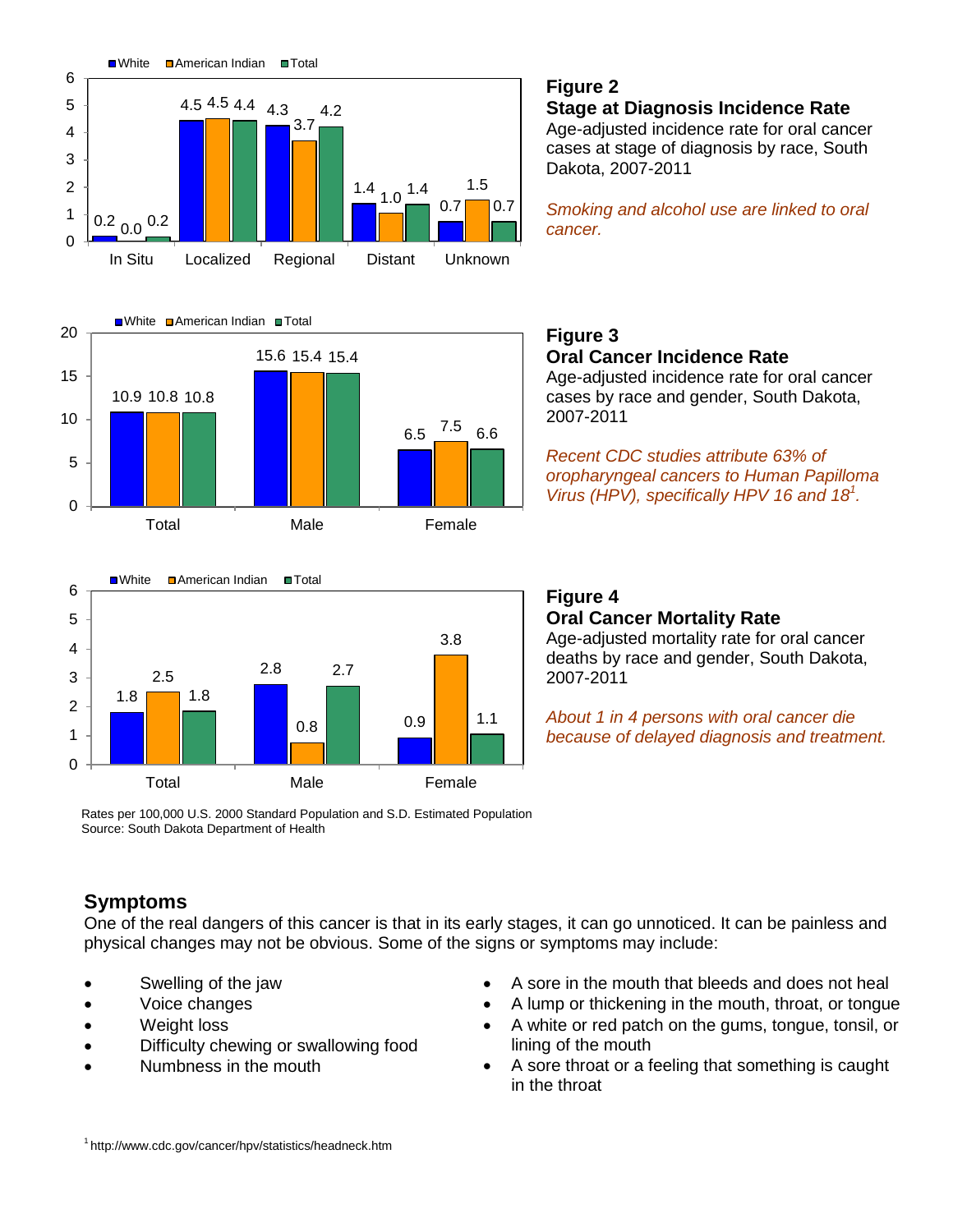| | White | American Indian | Total |
|---|---|---|---|
| In Situ | 0.2 | 0.0 | 0.2 |
| Localized | 4.5 | 4.5 | 4.4 |
| Regional | 4.3 | 3.7 | 4.2 |
| Distant | 1.4 | 1.0 | 1.4 |
| Unknown | 0.7 | 1.5 | 0.7 |

**Figure 2**
**Stage at Diagnosis Incidence Rate**
Age-adjusted incidence rate for oral cancer cases at stage of diagnosis by race, South Dakota, 2007-2011

*Smoking and alcohol use are linked to oral cancer.*

| | White | American Indian | Total |
|---|---|---|---|
| Total | 10.9 | 10.8 | 10.8 |
| Male | 15.6 | 15.4 | 15.4 |
| Female | 6.5 | 7.5 | 6.6 |

**Figure 3**
**Oral Cancer Incidence Rate**
Age-adjusted incidence rate for oral cancer cases by race and gender, South Dakota, 2007-2011

*Recent CDC studies attribute 63% of oropharyngeal cancers to Human Papilloma Virus (HPV), specifically HPV 16 and 18[1].*

| | White | American Indian | Total |
|---|---|---|---|
| Total | 1.8 | 2.5 | 1.8 |
| Male | 2.8 | 0.8 | 2.7 |
| Female | 0.9 | 3.8 | 1.1 |

**Figure 4**
**Oral Cancer Mortality Rate**
Age-adjusted mortality rate for oral cancer deaths by race and gender, South Dakota, 2007-2011

*About 1 in 4 persons with oral cancer die because of delayed diagnosis and treatment.*

Rates per 100,000 U.S. 2000 Standard Population and S.D. Estimated Population
Source: South Dakota Department of Health

## Symptoms

One of the real dangers of this cancer is that in its early stages, it can go unnoticed. It can be painless and physical changes may not be obvious. Some of the signs or symptoms may include:

- Swelling of the jaw
- Voice changes
- Weight loss
- Difficulty chewing or swallowing food
- Numbness in the mouth
- A sore in the mouth that bleeds and does not heal
- A lump or thickening in the mouth, throat, or tongue
- A white or red patch on the gums, tongue, tonsil, or lining of the mouth
- A sore throat or a feeling that something is caught in the throat

[1] http://www.cdc.gov/cancer/hpv/statistics/headneck.htm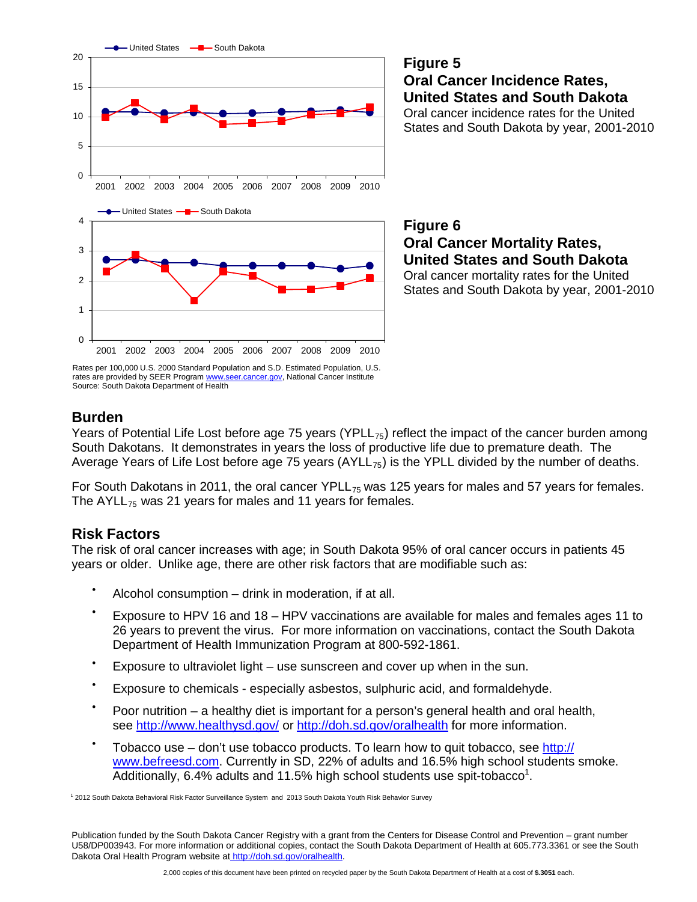United States
South Dakota

20
15
10
5
0

2001 2002 2003 2004 2005 2006 2007 2008 2009 2010

**Figure 5**
**Oral Cancer Incidence Rates, United States and South Dakota**
Oral cancer incidence rates for the United States and South Dakota by year, 2001-2010

United States
South Dakota

4
3
2
1
0

2001 2002 2003 2004 2005 2006 2007 2008 2009 2010

**Figure 6**
**Oral Cancer Mortality Rates, United States and South Dakota**
Oral cancer mortality rates for the United States and South Dakota by year, 2001-2010

Rates per 100,000 U.S. 2000 Standard Population and S.D. Estimated Population, U.S. rates are provided by SEER Program www.seer.cancer.gov, National Cancer Institute
Source: South Dakota Department of Health

## Burden

Years of Potential Life Lost before age 75 years ($YPLL_{75}$) reflect the impact of the cancer burden among South Dakotans. It demonstrates in years the loss of productive life due to premature death. The Average Years of Life Lost before age 75 years ($AYLL_{75}$) is the YPLL divided by the number of deaths.

For South Dakotans in 2011, the oral cancer $YPLL_{75}$ was 125 years for males and 57 years for females. The $AYLL_{75}$ was 21 years for males and 11 years for females.

## Risk Factors

The risk of oral cancer increases with age; in South Dakota 95% of oral cancer occurs in patients 45 years or older. Unlike age, there are other risk factors that are modifiable such as:

- Alcohol consumption – drink in moderation, if at all.
- Exposure to HPV 16 and 18 – HPV vaccinations are available for males and females ages 11 to 26 years to prevent the virus. For more information on vaccinations, contact the South Dakota Department of Health Immunization Program at 800-592-1861.
- Exposure to ultraviolet light – use sunscreen and cover up when in the sun.
- Exposure to chemicals - especially asbestos, sulphuric acid, and formaldehyde.
- Poor nutrition – a healthy diet is important for a person's general health and oral health, see http://www.healthysd.gov/ or http://doh.sd.gov/oralhealth for more information.
- Tobacco use – don't use tobacco products. To learn how to quit tobacco, see http://www.befreesd.com. Currently in SD, 22% of adults and 16.5% high school students smoke. Additionally, 6.4% adults and 11.5% high school students use spit-tobacco[1].

[1] 2012 South Dakota Behavioral Risk Factor Surveillance System and 2013 South Dakota Youth Risk Behavior Survey

Publication funded by the South Dakota Cancer Registry with a grant from the Centers for Disease Control and Prevention – grant number U58/DP003943. For more information or additional copies, contact the South Dakota Department of Health at 605.773.3361 or see the South Dakota Oral Health Program website at http://doh.sd.gov/oralhealth.

2,000 copies of this document have been printed on recycled paper by the South Dakota Department of Health at a cost of **$.3051** each.